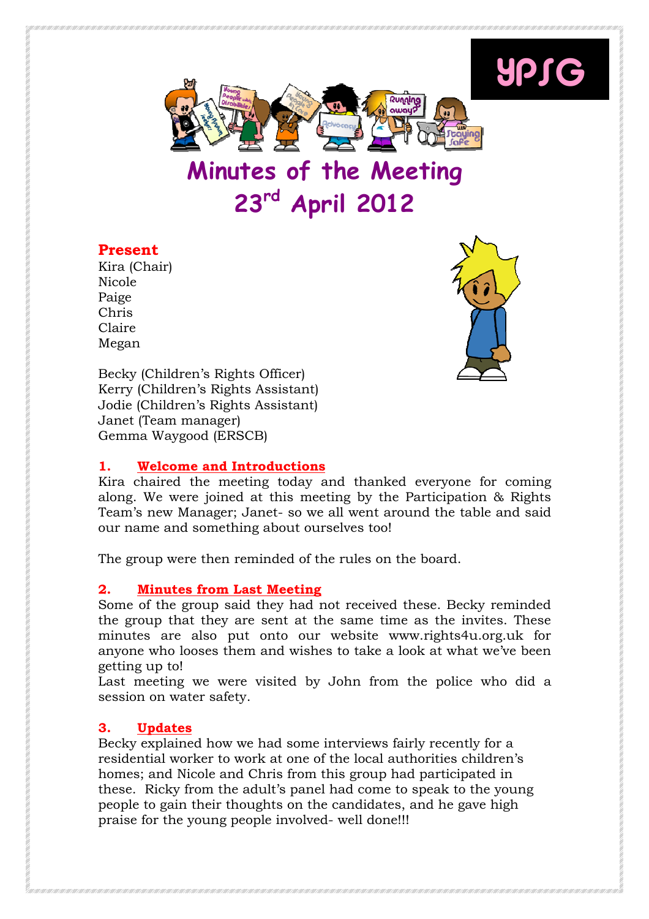YPSG

# Minutes of the Meeting 23rd April 2012

## Present

Kira (Chair)
Nicole
Paige
Chris
Claire
Megan

Becky (Children's Rights Officer)
Kerry (Children's Rights Assistant)
Jodie (Children's Rights Assistant)
Janet (Team manager)
Gemma Waygood (ERSCB)

### 1. Welcome and Introductions

Kira chaired the meeting today and thanked everyone for coming along. We were joined at this meeting by the Participation & Rights Team's new Manager; Janet- so we all went around the table and said our name and something about ourselves too!

The group were then reminded of the rules on the board.

### 2. Minutes from Last Meeting

Some of the group said they had not received these. Becky reminded the group that they are sent at the same time as the invites. These minutes are also put onto our website www.rights4u.org.uk for anyone who looses them and wishes to take a look at what we've been getting up to!

Last meeting we were visited by John from the police who did a session on water safety.

### 3. Updates

Becky explained how we had some interviews fairly recently for a residential worker to work at one of the local authorities children's homes; and Nicole and Chris from this group had participated in these. Ricky from the adult's panel had come to speak to the young people to gain their thoughts on the candidates, and he gave high praise for the young people involved- well done!!!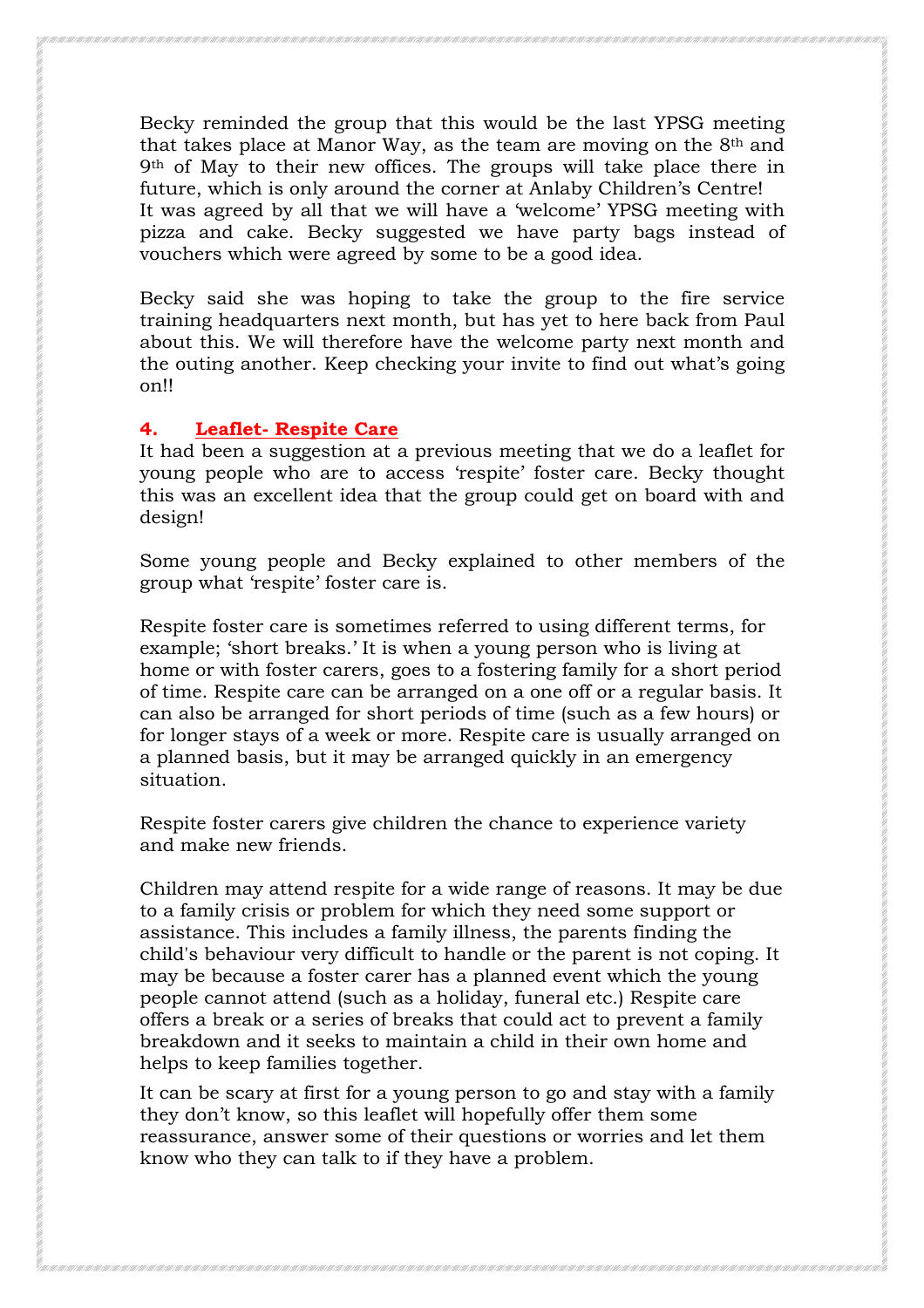Becky reminded the group that this would be the last YPSG meeting that takes place at Manor Way, as the team are moving on the 8th and 9th of May to their new offices. The groups will take place there in future, which is only around the corner at Anlaby Children's Centre! It was agreed by all that we will have a 'welcome' YPSG meeting with pizza and cake. Becky suggested we have party bags instead of vouchers which were agreed by some to be a good idea.

Becky said she was hoping to take the group to the fire service training headquarters next month, but has yet to here back from Paul about this. We will therefore have the welcome party next month and the outing another. Keep checking your invite to find out what's going on!!

## 4. Leaflet- Respite Care

It had been a suggestion at a previous meeting that we do a leaflet for young people who are to access 'respite' foster care. Becky thought this was an excellent idea that the group could get on board with and design!

Some young people and Becky explained to other members of the group what 'respite' foster care is.

Respite foster care is sometimes referred to using different terms, for example; 'short breaks.' It is when a young person who is living at home or with foster carers, goes to a fostering family for a short period of time. Respite care can be arranged on a one off or a regular basis. It can also be arranged for short periods of time (such as a few hours) or for longer stays of a week or more. Respite care is usually arranged on a planned basis, but it may be arranged quickly in an emergency situation.

Respite foster carers give children the chance to experience variety and make new friends.

Children may attend respite for a wide range of reasons. It may be due to a family crisis or problem for which they need some support or assistance. This includes a family illness, the parents finding the child's behaviour very difficult to handle or the parent is not coping. It may be because a foster carer has a planned event which the young people cannot attend (such as a holiday, funeral etc.) Respite care offers a break or a series of breaks that could act to prevent a family breakdown and it seeks to maintain a child in their own home and helps to keep families together.

It can be scary at first for a young person to go and stay with a family they don't know, so this leaflet will hopefully offer them some reassurance, answer some of their questions or worries and let them know who they can talk to if they have a problem.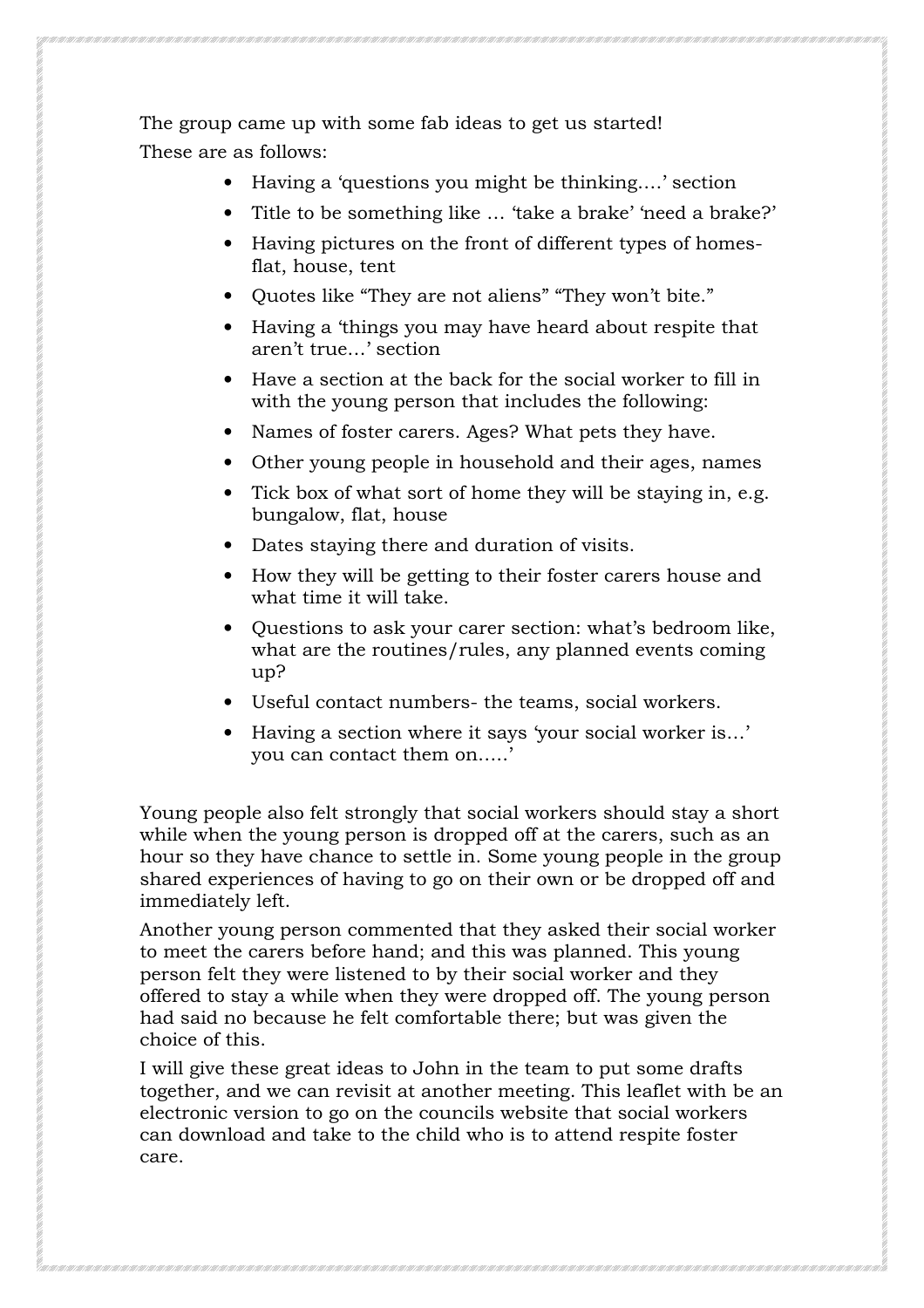The group came up with some fab ideas to get us started!

These are as follows:

- Having a 'questions you might be thinking….' section
- Title to be something like … 'take a brake' 'need a brake?'
- Having pictures on the front of different types of homes- flat, house, tent
- Quotes like "They are not aliens" "They won't bite."
- Having a 'things you may have heard about respite that aren't true…' section
- Have a section at the back for the social worker to fill in with the young person that includes the following:
- Names of foster carers. Ages? What pets they have.
- Other young people in household and their ages, names
- Tick box of what sort of home they will be staying in, e.g. bungalow, flat, house
- Dates staying there and duration of visits.
- How they will be getting to their foster carers house and what time it will take.
- Questions to ask your carer section: what's bedroom like, what are the routines/rules, any planned events coming up?
- Useful contact numbers- the teams, social workers.
- Having a section where it says 'your social worker is…' you can contact them on…..'

Young people also felt strongly that social workers should stay a short while when the young person is dropped off at the carers, such as an hour so they have chance to settle in. Some young people in the group shared experiences of having to go on their own or be dropped off and immediately left.

Another young person commented that they asked their social worker to meet the carers before hand; and this was planned. This young person felt they were listened to by their social worker and they offered to stay a while when they were dropped off. The young person had said no because he felt comfortable there; but was given the choice of this.

I will give these great ideas to John in the team to put some drafts together, and we can revisit at another meeting. This leaflet with be an electronic version to go on the councils website that social workers can download and take to the child who is to attend respite foster care.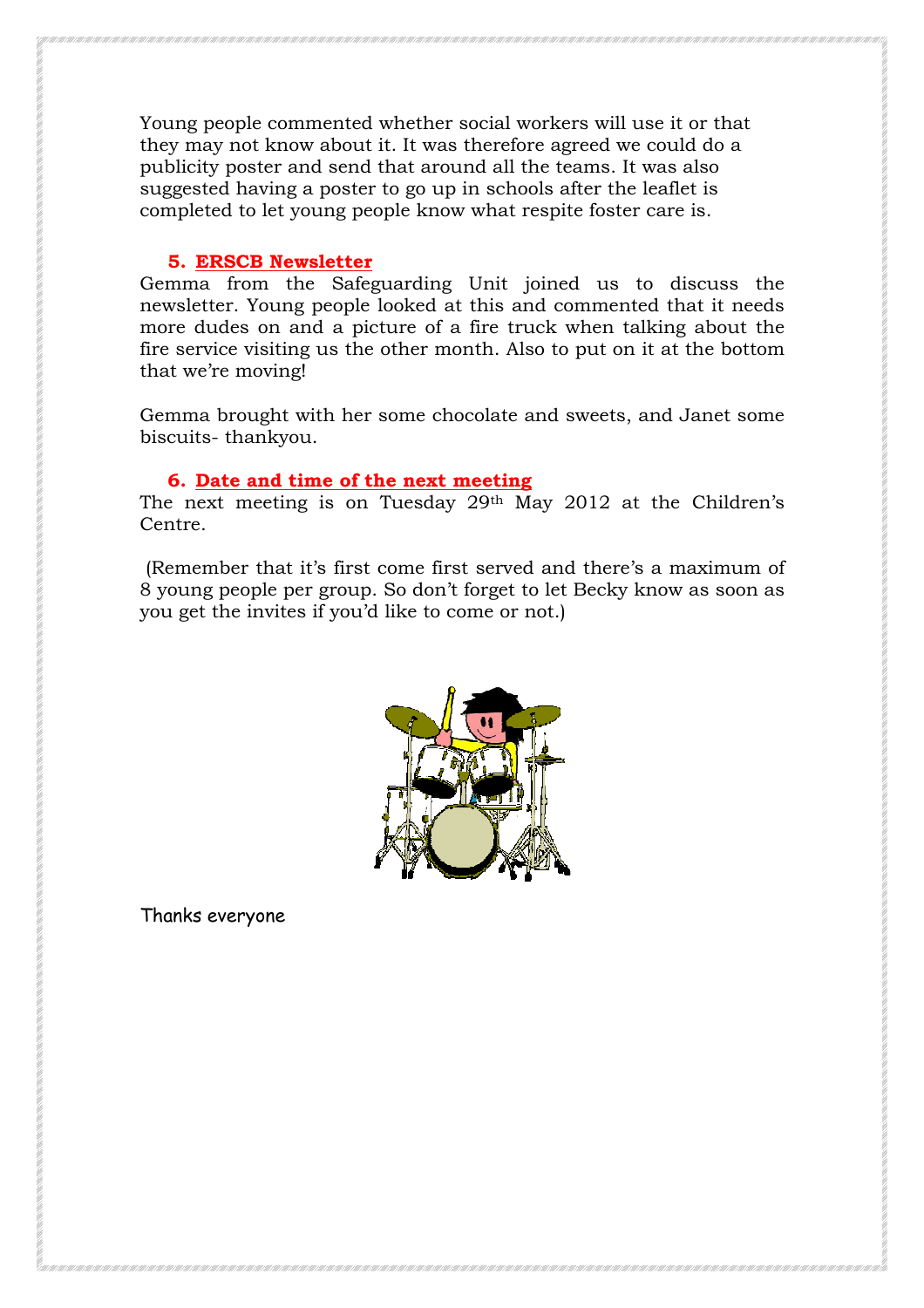Young people commented whether social workers will use it or that they may not know about it. It was therefore agreed we could do a publicity poster and send that around all the teams. It was also suggested having a poster to go up in schools after the leaflet is completed to let young people know what respite foster care is.

## 5. ERSCB Newsletter

Gemma from the Safeguarding Unit joined us to discuss the newsletter. Young people looked at this and commented that it needs more dudes on and a picture of a fire truck when talking about the fire service visiting us the other month. Also to put on it at the bottom that we're moving!

Gemma brought with her some chocolate and sweets, and Janet some biscuits- thankyou.

## 6. Date and time of the next meeting

The next meeting is on Tuesday 29th May 2012 at the Children's Centre.

(Remember that it's first come first served and there's a maximum of 8 young people per group. So don't forget to let Becky know as soon as you get the invites if you'd like to come or not.)

Thanks everyone